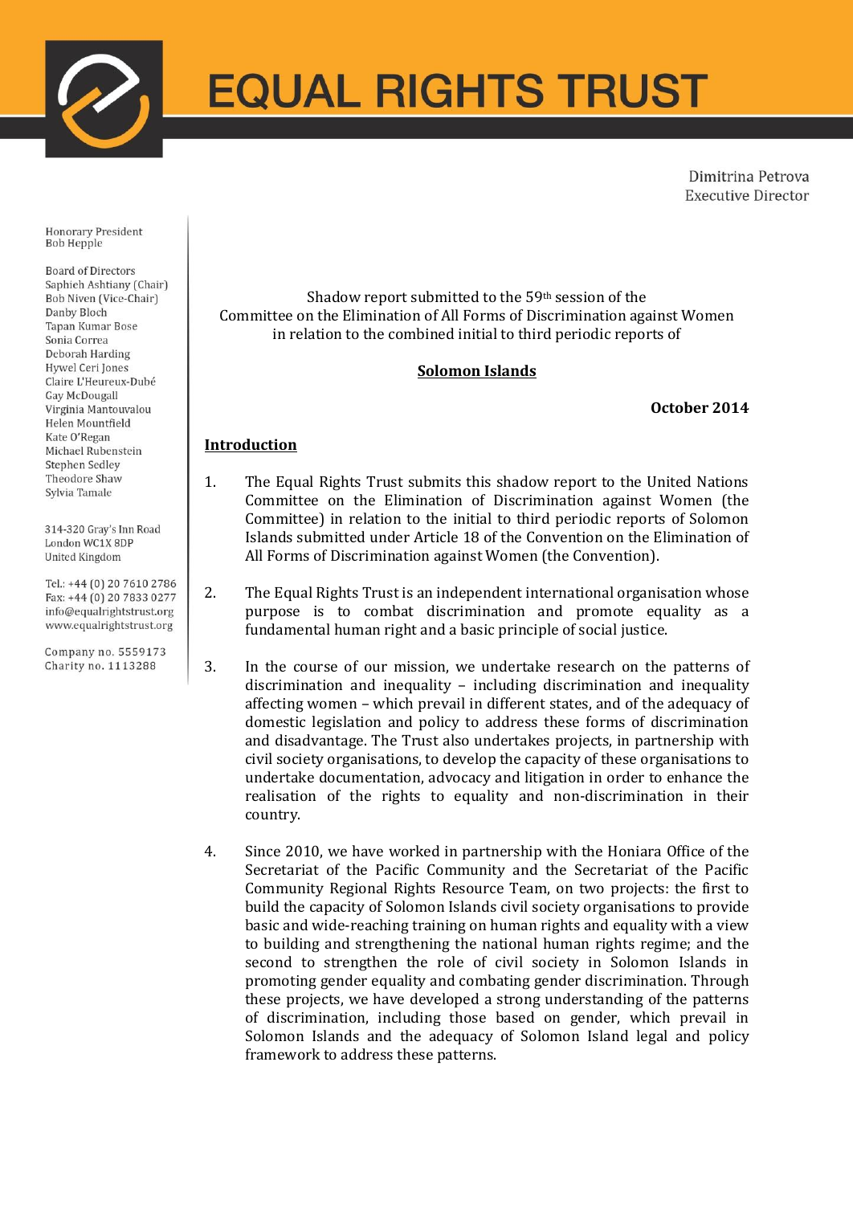# EQUAL RIGHTS TRUST

Dimitrina Petrova
Executive Director

Honorary President
Bob Hepple

Board of Directors
Saphieh Ashtiany (Chair)
Bob Niven (Vice-Chair)
Danby Bloch
Tapan Kumar Bose
Sonia Correa
Deborah Harding
Hywel Ceri Jones
Claire L'Heureux-Dubé
Gay McDougall
Virginia Mantouvalou
Helen Mountfield
Kate O'Regan
Michael Rubenstein
Stephen Sedley
Theodore Shaw
Sylvia Tamale

314-320 Gray's Inn Road
London WC1X 8DP
United Kingdom

Tel.: +44 (0) 20 7610 2786
Fax: +44 (0) 20 7833 0277
info@equalrightstrust.org
www.equalrightstrust.org

Company no. 5559173
Charity no. 1113288

Shadow report submitted to the 59th session of the
Committee on the Elimination of All Forms of Discrimination against Women
in relation to the combined initial to third periodic reports of

**Solomon Islands**

**October 2014**

## Introduction

1. The Equal Rights Trust submits this shadow report to the United Nations Committee on the Elimination of Discrimination against Women (the Committee) in relation to the initial to third periodic reports of Solomon Islands submitted under Article 18 of the Convention on the Elimination of All Forms of Discrimination against Women (the Convention).

2. The Equal Rights Trust is an independent international organisation whose purpose is to combat discrimination and promote equality as a fundamental human right and a basic principle of social justice.

3. In the course of our mission, we undertake research on the patterns of discrimination and inequality – including discrimination and inequality affecting women – which prevail in different states, and of the adequacy of domestic legislation and policy to address these forms of discrimination and disadvantage. The Trust also undertakes projects, in partnership with civil society organisations, to develop the capacity of these organisations to undertake documentation, advocacy and litigation in order to enhance the realisation of the rights to equality and non-discrimination in their country.

4. Since 2010, we have worked in partnership with the Honiara Office of the Secretariat of the Pacific Community and the Secretariat of the Pacific Community Regional Rights Resource Team, on two projects: the first to build the capacity of Solomon Islands civil society organisations to provide basic and wide-reaching training on human rights and equality with a view to building and strengthening the national human rights regime; and the second to strengthen the role of civil society in Solomon Islands in promoting gender equality and combating gender discrimination. Through these projects, we have developed a strong understanding of the patterns of discrimination, including those based on gender, which prevail in Solomon Islands and the adequacy of Solomon Island legal and policy framework to address these patterns.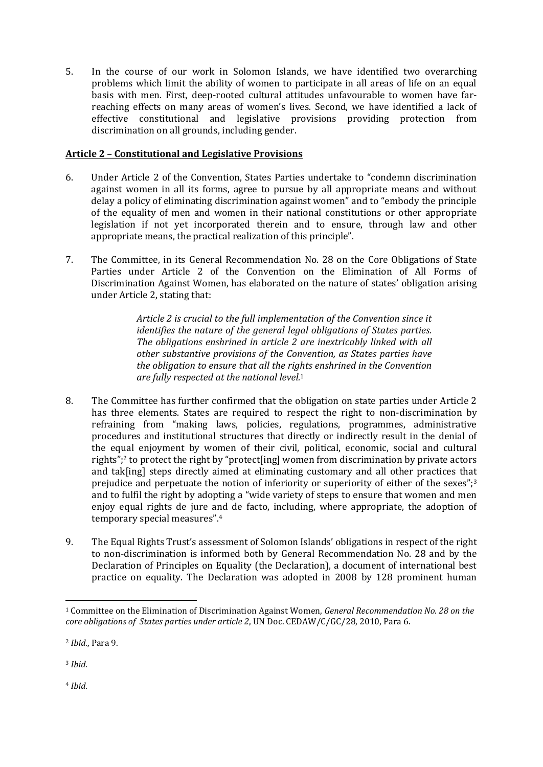5. In the course of our work in Solomon Islands, we have identified two overarching problems which limit the ability of women to participate in all areas of life on an equal basis with men. First, deep-rooted cultural attitudes unfavourable to women have far-reaching effects on many areas of women's lives. Second, we have identified a lack of effective constitutional and legislative provisions providing protection from discrimination on all grounds, including gender.

## Article 2 – Constitutional and Legislative Provisions

6. Under Article 2 of the Convention, States Parties undertake to "condemn discrimination against women in all its forms, agree to pursue by all appropriate means and without delay a policy of eliminating discrimination against women" and to "embody the principle of the equality of men and women in their national constitutions or other appropriate legislation if not yet incorporated therein and to ensure, through law and other appropriate means, the practical realization of this principle".

7. The Committee, in its General Recommendation No. 28 on the Core Obligations of State Parties under Article 2 of the Convention on the Elimination of All Forms of Discrimination Against Women, has elaborated on the nature of states' obligation arising under Article 2, stating that:

> *Article 2 is crucial to the full implementation of the Convention since it identifies the nature of the general legal obligations of States parties. The obligations enshrined in article 2 are inextricably linked with all other substantive provisions of the Convention, as States parties have the obligation to ensure that all the rights enshrined in the Convention are fully respected at the national level.*[1]

8. The Committee has further confirmed that the obligation on state parties under Article 2 has three elements. States are required to respect the right to non-discrimination by refraining from "making laws, policies, regulations, programmes, administrative procedures and institutional structures that directly or indirectly result in the denial of the equal enjoyment by women of their civil, political, economic, social and cultural rights";[2] to protect the right by "protect[ing] women from discrimination by private actors and tak[ing] steps directly aimed at eliminating customary and all other practices that prejudice and perpetuate the notion of inferiority or superiority of either of the sexes";[3] and to fulfil the right by adopting a "wide variety of steps to ensure that women and men enjoy equal rights de jure and de facto, including, where appropriate, the adoption of temporary special measures".[4]

9. The Equal Rights Trust's assessment of Solomon Islands' obligations in respect of the right to non-discrimination is informed both by General Recommendation No. 28 and by the Declaration of Principles on Equality (the Declaration), a document of international best practice on equality. The Declaration was adopted in 2008 by 128 prominent human

---

[1] Committee on the Elimination of Discrimination Against Women, *General Recommendation No. 28 on the core obligations of States parties under article 2*, UN Doc. CEDAW/C/GC/28, 2010, Para 6.

[2] *Ibid.*, Para 9.

[3] *Ibid.*

[4] *Ibid.*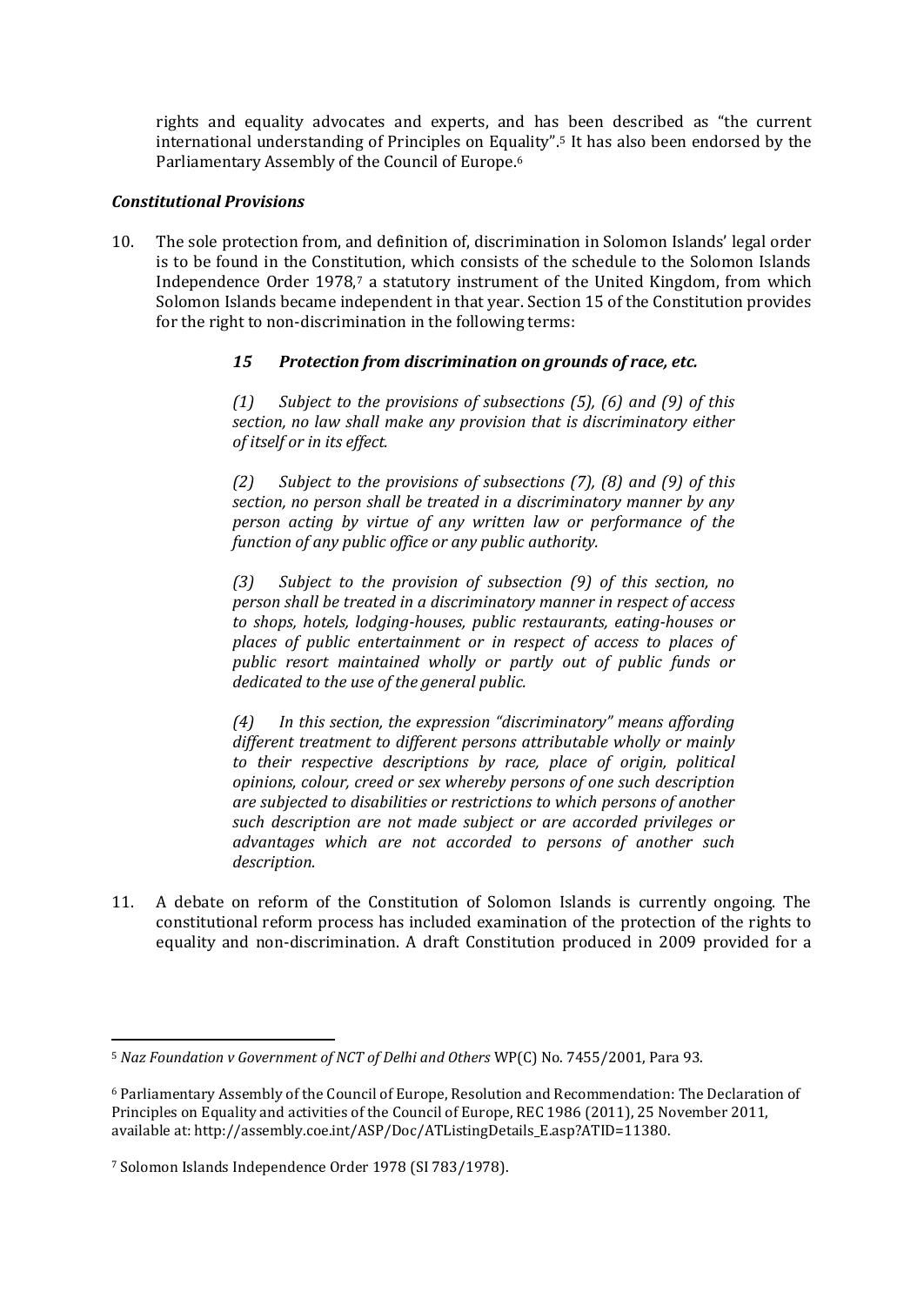rights and equality advocates and experts, and has been described as "the current international understanding of Principles on Equality".[5] It has also been endorsed by the Parliamentary Assembly of the Council of Europe.[6]

***Constitutional Provisions***

10. The sole protection from, and definition of, discrimination in Solomon Islands' legal order is to be found in the Constitution, which consists of the schedule to the Solomon Islands Independence Order 1978,[7] a statutory instrument of the United Kingdom, from which Solomon Islands became independent in that year. Section 15 of the Constitution provides for the right to non-discrimination in the following terms:

> ***15 Protection from discrimination on grounds of race, etc.***
>
> *(1) Subject to the provisions of subsections (5), (6) and (9) of this section, no law shall make any provision that is discriminatory either of itself or in its effect.*
>
> *(2) Subject to the provisions of subsections (7), (8) and (9) of this section, no person shall be treated in a discriminatory manner by any person acting by virtue of any written law or performance of the function of any public office or any public authority.*
>
> *(3) Subject to the provision of subsection (9) of this section, no person shall be treated in a discriminatory manner in respect of access to shops, hotels, lodging-houses, public restaurants, eating-houses or places of public entertainment or in respect of access to places of public resort maintained wholly or partly out of public funds or dedicated to the use of the general public.*
>
> *(4) In this section, the expression "discriminatory" means affording different treatment to different persons attributable wholly or mainly to their respective descriptions by race, place of origin, political opinions, colour, creed or sex whereby persons of one such description are subjected to disabilities or restrictions to which persons of another such description are not made subject or are accorded privileges or advantages which are not accorded to persons of another such description.*

11. A debate on reform of the Constitution of Solomon Islands is currently ongoing. The constitutional reform process has included examination of the protection of the rights to equality and non-discrimination. A draft Constitution produced in 2009 provided for a

---

[5] *Naz Foundation v Government of NCT of Delhi and Others* WP(C) No. 7455/2001, Para 93.

[6] Parliamentary Assembly of the Council of Europe, Resolution and Recommendation: The Declaration of Principles on Equality and activities of the Council of Europe, REC 1986 (2011), 25 November 2011, available at: http://assembly.coe.int/ASP/Doc/ATListingDetails_E.asp?ATID=11380.

[7] Solomon Islands Independence Order 1978 (SI 783/1978).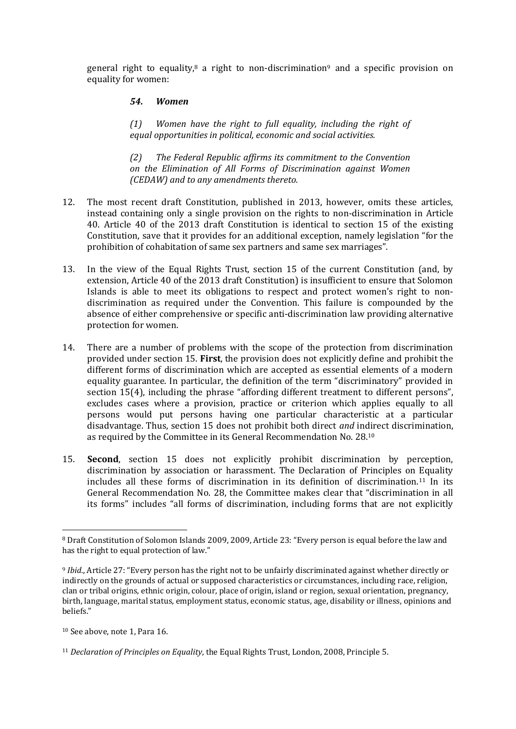general right to equality,[8] a right to non-discrimination[9] and a specific provision on equality for women:

> ***54. Women***
>
> *(1) Women have the right to full equality, including the right of equal opportunities in political, economic and social activities.*
>
> *(2) The Federal Republic affirms its commitment to the Convention on the Elimination of All Forms of Discrimination against Women (CEDAW) and to any amendments thereto.*

12. The most recent draft Constitution, published in 2013, however, omits these articles, instead containing only a single provision on the rights to non-discrimination in Article 40. Article 40 of the 2013 draft Constitution is identical to section 15 of the existing Constitution, save that it provides for an additional exception, namely legislation "for the prohibition of cohabitation of same sex partners and same sex marriages".

13. In the view of the Equal Rights Trust, section 15 of the current Constitution (and, by extension, Article 40 of the 2013 draft Constitution) is insufficient to ensure that Solomon Islands is able to meet its obligations to respect and protect women's right to non-discrimination as required under the Convention. This failure is compounded by the absence of either comprehensive or specific anti-discrimination law providing alternative protection for women.

14. There are a number of problems with the scope of the protection from discrimination provided under section 15. **First**, the provision does not explicitly define and prohibit the different forms of discrimination which are accepted as essential elements of a modern equality guarantee. In particular, the definition of the term "discriminatory" provided in section 15(4), including the phrase "affording different treatment to different persons", excludes cases where a provision, practice or criterion which applies equally to all persons would put persons having one particular characteristic at a particular disadvantage. Thus, section 15 does not prohibit both direct *and* indirect discrimination, as required by the Committee in its General Recommendation No. 28.[10]

15. **Second**, section 15 does not explicitly prohibit discrimination by perception, discrimination by association or harassment. The Declaration of Principles on Equality includes all these forms of discrimination in its definition of discrimination.[11] In its General Recommendation No. 28, the Committee makes clear that "discrimination in all its forms" includes "all forms of discrimination, including forms that are not explicitly

---

[8] Draft Constitution of Solomon Islands 2009, 2009, Article 23: "Every person is equal before the law and has the right to equal protection of law."

[9] *Ibid.*, Article 27: "Every person has the right not to be unfairly discriminated against whether directly or indirectly on the grounds of actual or supposed characteristics or circumstances, including race, religion, clan or tribal origins, ethnic origin, colour, place of origin, island or region, sexual orientation, pregnancy, birth, language, marital status, employment status, economic status, age, disability or illness, opinions and beliefs."

[10] See above, note 1, Para 16.

[11] *Declaration of Principles on Equality*, the Equal Rights Trust, London, 2008, Principle 5.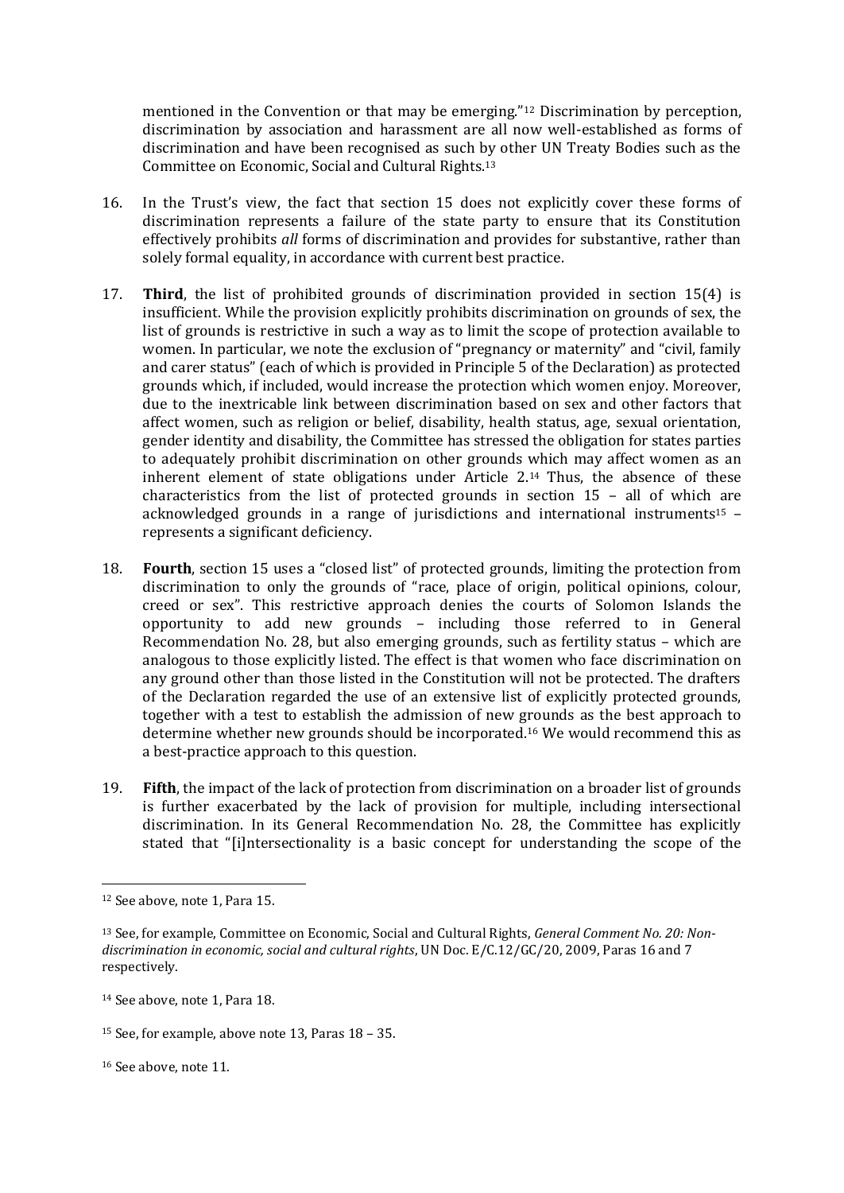mentioned in the Convention or that may be emerging."[12] Discrimination by perception, discrimination by association and harassment are all now well-established as forms of discrimination and have been recognised as such by other UN Treaty Bodies such as the Committee on Economic, Social and Cultural Rights.[13]

16. In the Trust's view, the fact that section 15 does not explicitly cover these forms of discrimination represents a failure of the state party to ensure that its Constitution effectively prohibits *all* forms of discrimination and provides for substantive, rather than solely formal equality, in accordance with current best practice.

17. **Third**, the list of prohibited grounds of discrimination provided in section 15(4) is insufficient. While the provision explicitly prohibits discrimination on grounds of sex, the list of grounds is restrictive in such a way as to limit the scope of protection available to women. In particular, we note the exclusion of "pregnancy or maternity" and "civil, family and carer status" (each of which is provided in Principle 5 of the Declaration) as protected grounds which, if included, would increase the protection which women enjoy. Moreover, due to the inextricable link between discrimination based on sex and other factors that affect women, such as religion or belief, disability, health status, age, sexual orientation, gender identity and disability, the Committee has stressed the obligation for states parties to adequately prohibit discrimination on other grounds which may affect women as an inherent element of state obligations under Article 2.[14] Thus, the absence of these characteristics from the list of protected grounds in section 15 – all of which are acknowledged grounds in a range of jurisdictions and international instruments[15] – represents a significant deficiency.

18. **Fourth**, section 15 uses a "closed list" of protected grounds, limiting the protection from discrimination to only the grounds of "race, place of origin, political opinions, colour, creed or sex". This restrictive approach denies the courts of Solomon Islands the opportunity to add new grounds – including those referred to in General Recommendation No. 28, but also emerging grounds, such as fertility status – which are analogous to those explicitly listed. The effect is that women who face discrimination on any ground other than those listed in the Constitution will not be protected. The drafters of the Declaration regarded the use of an extensive list of explicitly protected grounds, together with a test to establish the admission of new grounds as the best approach to determine whether new grounds should be incorporated.[16] We would recommend this as a best-practice approach to this question.

19. **Fifth**, the impact of the lack of protection from discrimination on a broader list of grounds is further exacerbated by the lack of provision for multiple, including intersectional discrimination. In its General Recommendation No. 28, the Committee has explicitly stated that "[i]ntersectionality is a basic concept for understanding the scope of the

---

[12] See above, note 1, Para 15.

[13] See, for example, Committee on Economic, Social and Cultural Rights, *General Comment No. 20: Non-discrimination in economic, social and cultural rights*, UN Doc. E/C.12/GC/20, 2009, Paras 16 and 7 respectively.

[14] See above, note 1, Para 18.

[15] See, for example, above note 13, Paras 18 – 35.

[16] See above, note 11.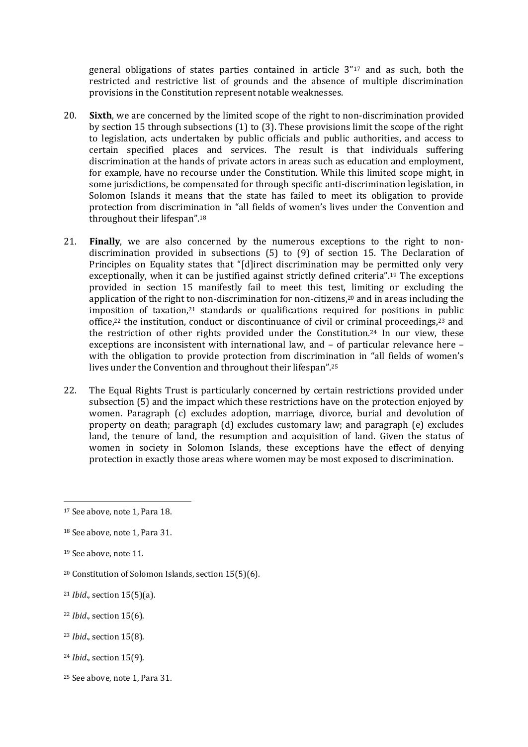general obligations of states parties contained in article 3"[17] and as such, both the restricted and restrictive list of grounds and the absence of multiple discrimination provisions in the Constitution represent notable weaknesses.

20. **Sixth**, we are concerned by the limited scope of the right to non-discrimination provided by section 15 through subsections (1) to (3). These provisions limit the scope of the right to legislation, acts undertaken by public officials and public authorities, and access to certain specified places and services. The result is that individuals suffering discrimination at the hands of private actors in areas such as education and employment, for example, have no recourse under the Constitution. While this limited scope might, in some jurisdictions, be compensated for through specific anti-discrimination legislation, in Solomon Islands it means that the state has failed to meet its obligation to provide protection from discrimination in "all fields of women's lives under the Convention and throughout their lifespan".[18]

21. **Finally**, we are also concerned by the numerous exceptions to the right to non-discrimination provided in subsections (5) to (9) of section 15. The Declaration of Principles on Equality states that "[d]irect discrimination may be permitted only very exceptionally, when it can be justified against strictly defined criteria".[19] The exceptions provided in section 15 manifestly fail to meet this test, limiting or excluding the application of the right to non-discrimination for non-citizens,[20] and in areas including the imposition of taxation,[21] standards or qualifications required for positions in public office,[22] the institution, conduct or discontinuance of civil or criminal proceedings,[23] and the restriction of other rights provided under the Constitution.[24] In our view, these exceptions are inconsistent with international law, and – of particular relevance here – with the obligation to provide protection from discrimination in "all fields of women's lives under the Convention and throughout their lifespan".[25]

22. The Equal Rights Trust is particularly concerned by certain restrictions provided under subsection (5) and the impact which these restrictions have on the protection enjoyed by women. Paragraph (c) excludes adoption, marriage, divorce, burial and devolution of property on death; paragraph (d) excludes customary law; and paragraph (e) excludes land, the tenure of land, the resumption and acquisition of land. Given the status of women in society in Solomon Islands, these exceptions have the effect of denying protection in exactly those areas where women may be most exposed to discrimination.

---

[17] See above, note 1, Para 18.

[18] See above, note 1, Para 31.

[19] See above, note 11.

[20] Constitution of Solomon Islands, section 15(5)(6).

[21] *Ibid*., section 15(5)(a).

[22] *Ibid*., section 15(6).

[23] *Ibid*., section 15(8).

[24] *Ibid*., section 15(9).

[25] See above, note 1, Para 31.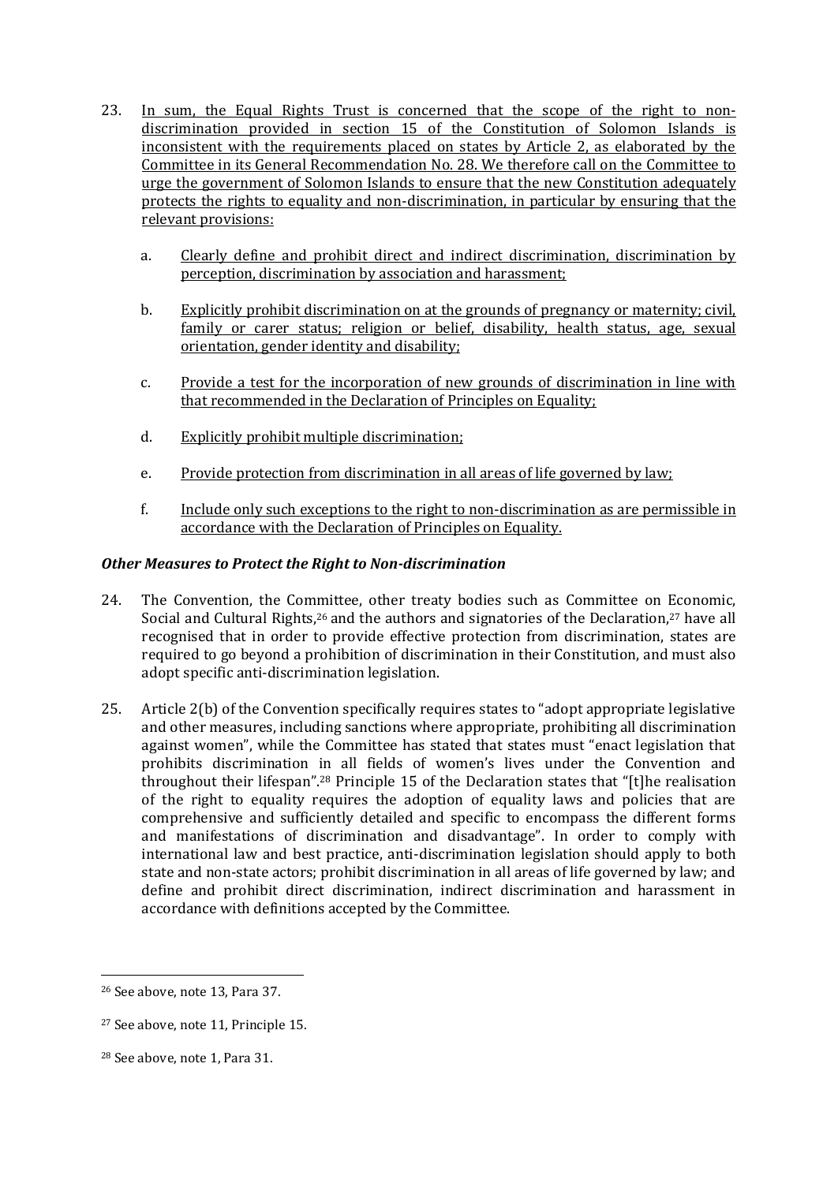23. <u>In sum, the Equal Rights Trust is concerned that the scope of the right to non-discrimination provided in section 15 of the Constitution of Solomon Islands is inconsistent with the requirements placed on states by Article 2, as elaborated by the Committee in its General Recommendation No. 28. We therefore call on the Committee to urge the government of Solomon Islands to ensure that the new Constitution adequately protects the rights to equality and non-discrimination, in particular by ensuring that the relevant provisions:</u>

    a. <u>Clearly define and prohibit direct and indirect discrimination, discrimination by perception, discrimination by association and harassment;</u>

    b. <u>Explicitly prohibit discrimination on at the grounds of pregnancy or maternity; civil, family or carer status; religion or belief, disability, health status, age, sexual orientation, gender identity and disability;</u>

    c. <u>Provide a test for the incorporation of new grounds of discrimination in line with that recommended in the Declaration of Principles on Equality;</u>

    d. <u>Explicitly prohibit multiple discrimination;</u>

    e. <u>Provide protection from discrimination in all areas of life governed by law;</u>

    f. <u>Include only such exceptions to the right to non-discrimination as are permissible in accordance with the Declaration of Principles on Equality.</u>

***Other Measures to Protect the Right to Non-discrimination***

24. The Convention, the Committee, other treaty bodies such as Committee on Economic, Social and Cultural Rights,[26] and the authors and signatories of the Declaration,[27] have all recognised that in order to provide effective protection from discrimination, states are required to go beyond a prohibition of discrimination in their Constitution, and must also adopt specific anti-discrimination legislation.

25. Article 2(b) of the Convention specifically requires states to "adopt appropriate legislative and other measures, including sanctions where appropriate, prohibiting all discrimination against women", while the Committee has stated that states must "enact legislation that prohibits discrimination in all fields of women's lives under the Convention and throughout their lifespan".[28] Principle 15 of the Declaration states that "[t]he realisation of the right to equality requires the adoption of equality laws and policies that are comprehensive and sufficiently detailed and specific to encompass the different forms and manifestations of discrimination and disadvantage". In order to comply with international law and best practice, anti-discrimination legislation should apply to both state and non-state actors; prohibit discrimination in all areas of life governed by law; and define and prohibit direct discrimination, indirect discrimination and harassment in accordance with definitions accepted by the Committee.

---

[26] See above, note 13, Para 37.

[27] See above, note 11, Principle 15.

[28] See above, note 1, Para 31.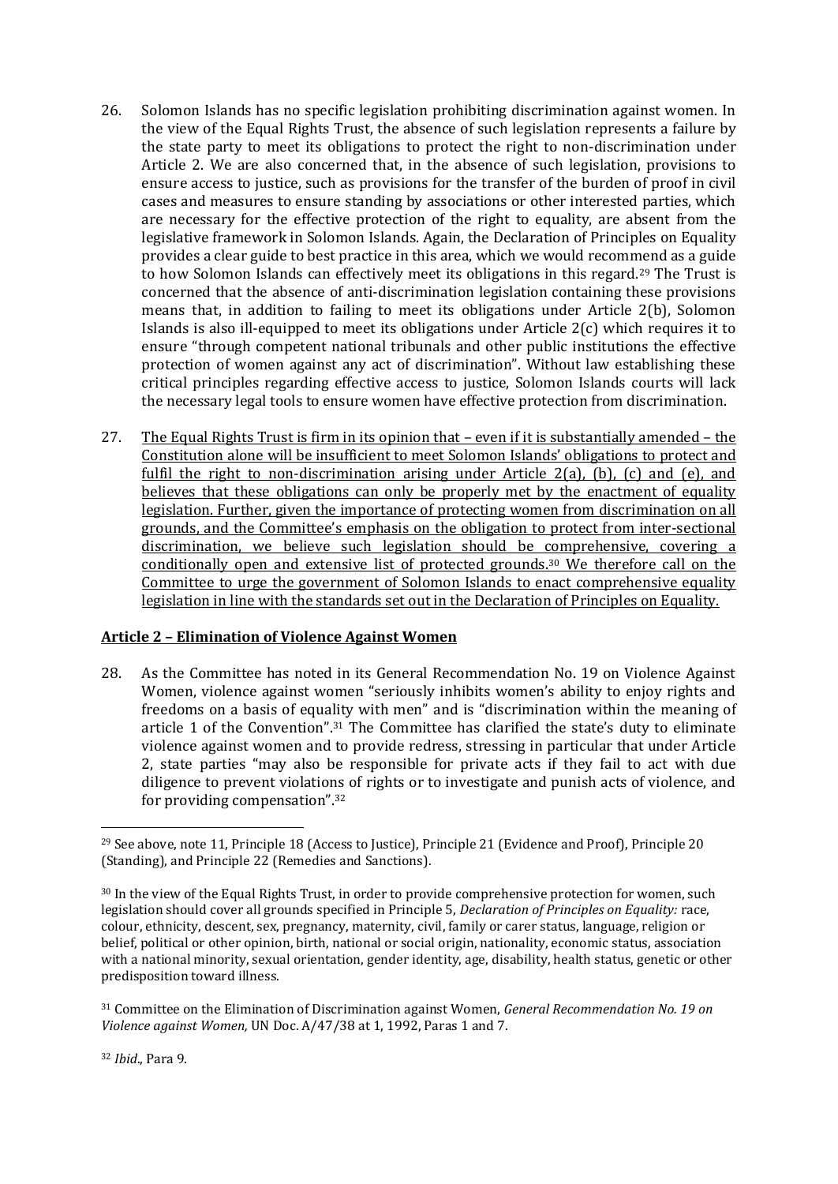26. Solomon Islands has no specific legislation prohibiting discrimination against women. In the view of the Equal Rights Trust, the absence of such legislation represents a failure by the state party to meet its obligations to protect the right to non-discrimination under Article 2. We are also concerned that, in the absence of such legislation, provisions to ensure access to justice, such as provisions for the transfer of the burden of proof in civil cases and measures to ensure standing by associations or other interested parties, which are necessary for the effective protection of the right to equality, are absent from the legislative framework in Solomon Islands. Again, the Declaration of Principles on Equality provides a clear guide to best practice in this area, which we would recommend as a guide to how Solomon Islands can effectively meet its obligations in this regard.[29] The Trust is concerned that the absence of anti-discrimination legislation containing these provisions means that, in addition to failing to meet its obligations under Article 2(b), Solomon Islands is also ill-equipped to meet its obligations under Article 2(c) which requires it to ensure "through competent national tribunals and other public institutions the effective protection of women against any act of discrimination". Without law establishing these critical principles regarding effective access to justice, Solomon Islands courts will lack the necessary legal tools to ensure women have effective protection from discrimination.

27. <u>The Equal Rights Trust is firm in its opinion that – even if it is substantially amended – the Constitution alone will be insufficient to meet Solomon Islands' obligations to protect and fulfil the right to non-discrimination arising under Article 2(a), (b), (c) and (e), and believes that these obligations can only be properly met by the enactment of equality legislation. Further, given the importance of protecting women from discrimination on all grounds, and the Committee's emphasis on the obligation to protect from inter-sectional discrimination, we believe such legislation should be comprehensive, covering a conditionally open and extensive list of protected grounds.[30] We therefore call on the Committee to urge the government of Solomon Islands to enact comprehensive equality legislation in line with the standards set out in the Declaration of Principles on Equality.</u>

## Article 2 – Elimination of Violence Against Women

28. As the Committee has noted in its General Recommendation No. 19 on Violence Against Women, violence against women "seriously inhibits women's ability to enjoy rights and freedoms on a basis of equality with men" and is "discrimination within the meaning of article 1 of the Convention".[31] The Committee has clarified the state's duty to eliminate violence against women and to provide redress, stressing in particular that under Article 2, state parties "may also be responsible for private acts if they fail to act with due diligence to prevent violations of rights or to investigate and punish acts of violence, and for providing compensation".[32]

---

[29] See above, note 11, Principle 18 (Access to Justice), Principle 21 (Evidence and Proof), Principle 20 (Standing), and Principle 22 (Remedies and Sanctions).

[30] In the view of the Equal Rights Trust, in order to provide comprehensive protection for women, such legislation should cover all grounds specified in Principle 5, *Declaration of Principles on Equality:* race, colour, ethnicity, descent, sex, pregnancy, maternity, civil, family or carer status, language, religion or belief, political or other opinion, birth, national or social origin, nationality, economic status, association with a national minority, sexual orientation, gender identity, age, disability, health status, genetic or other predisposition toward illness.

[31] Committee on the Elimination of Discrimination against Women, *General Recommendation No. 19 on Violence against Women,* UN Doc. A/47/38 at 1, 1992, Paras 1 and 7.

[32] *Ibid*., Para 9.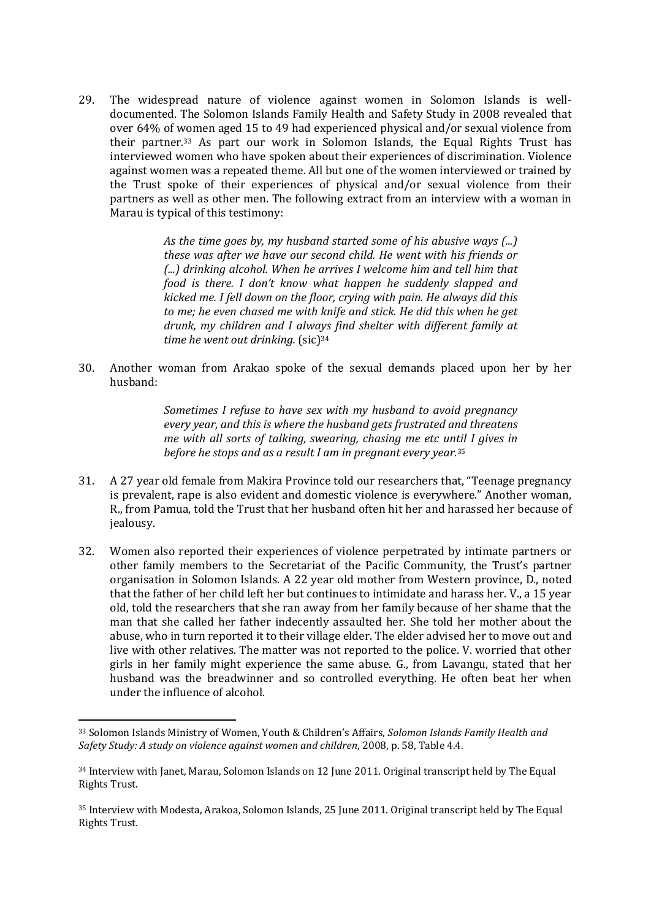29. The widespread nature of violence against women in Solomon Islands is well-documented. The Solomon Islands Family Health and Safety Study in 2008 revealed that over 64% of women aged 15 to 49 had experienced physical and/or sexual violence from their partner.[33] As part our work in Solomon Islands, the Equal Rights Trust has interviewed women who have spoken about their experiences of discrimination. Violence against women was a repeated theme. All but one of the women interviewed or trained by the Trust spoke of their experiences of physical and/or sexual violence from their partners as well as other men. The following extract from an interview with a woman in Marau is typical of this testimony:

> *As the time goes by, my husband started some of his abusive ways (...) these was after we have our second child. He went with his friends or (...) drinking alcohol. When he arrives I welcome him and tell him that food is there. I don't know what happen he suddenly slapped and kicked me. I fell down on the floor, crying with pain. He always did this to me; he even chased me with knife and stick. He did this when he get drunk, my children and I always find shelter with different family at time he went out drinking.* (sic)[34]

30. Another woman from Arakao spoke of the sexual demands placed upon her by her husband:

> *Sometimes I refuse to have sex with my husband to avoid pregnancy every year, and this is where the husband gets frustrated and threatens me with all sorts of talking, swearing, chasing me etc until I gives in before he stops and as a result I am in pregnant every year.*[35]

31. A 27 year old female from Makira Province told our researchers that, "Teenage pregnancy is prevalent, rape is also evident and domestic violence is everywhere." Another woman, R., from Pamua, told the Trust that her husband often hit her and harassed her because of jealousy.

32. Women also reported their experiences of violence perpetrated by intimate partners or other family members to the Secretariat of the Pacific Community, the Trust's partner organisation in Solomon Islands. A 22 year old mother from Western province, D., noted that the father of her child left her but continues to intimidate and harass her. V., a 15 year old, told the researchers that she ran away from her family because of her shame that the man that she called her father indecently assaulted her. She told her mother about the abuse, who in turn reported it to their village elder. The elder advised her to move out and live with other relatives. The matter was not reported to the police. V. worried that other girls in her family might experience the same abuse. G., from Lavangu, stated that her husband was the breadwinner and so controlled everything. He often beat her when under the influence of alcohol.

---

[33] Solomon Islands Ministry of Women, Youth & Children's Affairs, *Solomon Islands Family Health and Safety Study: A study on violence against women and children*, 2008, p. 58, Table 4.4.

[34] Interview with Janet, Marau, Solomon Islands on 12 June 2011. Original transcript held by The Equal Rights Trust.

[35] Interview with Modesta, Arakoa, Solomon Islands, 25 June 2011. Original transcript held by The Equal Rights Trust.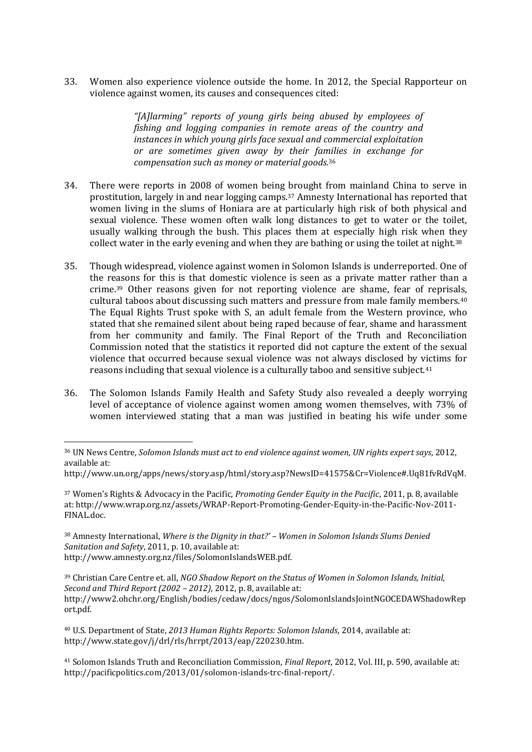33. Women also experience violence outside the home. In 2012, the Special Rapporteur on violence against women, its causes and consequences cited:

> *"[A]larming" reports of young girls being abused by employees of fishing and logging companies in remote areas of the country and instances in which young girls face sexual and commercial exploitation or are sometimes given away by their families in exchange for compensation such as money or material goods.*[36]

34. There were reports in 2008 of women being brought from mainland China to serve in prostitution, largely in and near logging camps.[37] Amnesty International has reported that women living in the slums of Honiara are at particularly high risk of both physical and sexual violence. These women often walk long distances to get to water or the toilet, usually walking through the bush. This places them at especially high risk when they collect water in the early evening and when they are bathing or using the toilet at night.[38]

35. Though widespread, violence against women in Solomon Islands is underreported. One of the reasons for this is that domestic violence is seen as a private matter rather than a crime.[39] Other reasons given for not reporting violence are shame, fear of reprisals, cultural taboos about discussing such matters and pressure from male family members.[40] The Equal Rights Trust spoke with S, an adult female from the Western province, who stated that she remained silent about being raped because of fear, shame and harassment from her community and family. The Final Report of the Truth and Reconciliation Commission noted that the statistics it reported did not capture the extent of the sexual violence that occurred because sexual violence was not always disclosed by victims for reasons including that sexual violence is a culturally taboo and sensitive subject.[41]

36. The Solomon Islands Family Health and Safety Study also revealed a deeply worrying level of acceptance of violence against women among women themselves, with 73% of women interviewed stating that a man was justified in beating his wife under some

---

[36] UN News Centre, *Solomon Islands must act to end violence against women, UN rights expert says*, 2012, available at: http://www.un.org/apps/news/story.asp?NewsID=41575&Cr=Violence#.Uq81fvRdVqM.

[37] Women's Rights & Advocacy in the Pacific, *Promoting Gender Equity in the Pacific*, 2011, p. 8, available at: http://www.wrap.org.nz/assets/WRAP-Report-Promoting-Gender-Equity-in-the-Pacific-Nov-2011-FINAL.doc.

[38] Amnesty International, *Where is the Dignity in that?' – Women in Solomon Islands Slums Denied Sanitation and Safety*, 2011, p. 10, available at: http://www.amnesty.org.nz/files/SolomonIslandsWEB.pdf.

[39] Christian Care Centre et. all, *NGO Shadow Report on the Status of Women in Solomon Islands, Initial, Second and Third Report (2002 – 2012)*, 2012, p. 8, available at: http://www2.ohchr.org/English/bodies/cedaw/docs/ngos/SolomonIslandsJointNGOCEDAWShadowReport.pdf.

[40] U.S. Department of State, *2013 Human Rights Reports: Solomon Islands*, 2014, available at: http://www.state.gov/j/drl/rls/hrrpt/2013/eap/220230.htm.

[41] Solomon Islands Truth and Reconciliation Commission, *Final Report*, 2012, Vol. III, p. 590, available at: http://pacificpolitics.com/2013/01/solomon-islands-trc-final-report/.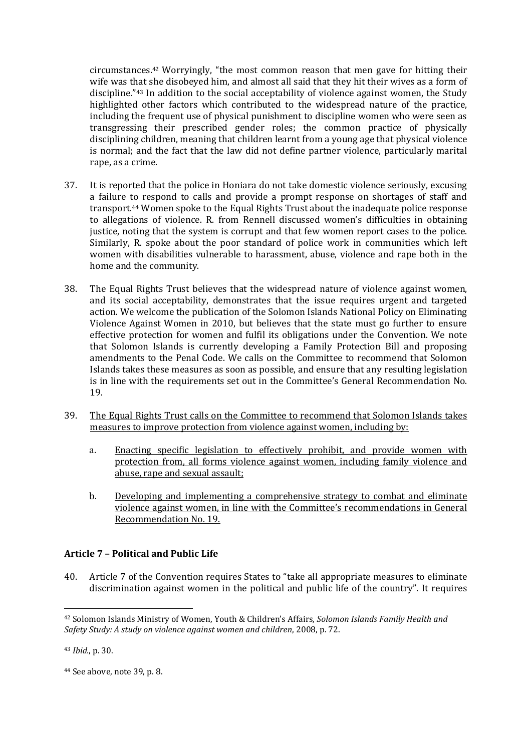circumstances.[42] Worryingly, "the most common reason that men gave for hitting their wife was that she disobeyed him, and almost all said that they hit their wives as a form of discipline."[43] In addition to the social acceptability of violence against women, the Study highlighted other factors which contributed to the widespread nature of the practice, including the frequent use of physical punishment to discipline women who were seen as transgressing their prescribed gender roles; the common practice of physically disciplining children, meaning that children learnt from a young age that physical violence is normal; and the fact that the law did not define partner violence, particularly marital rape, as a crime.

37. It is reported that the police in Honiara do not take domestic violence seriously, excusing a failure to respond to calls and provide a prompt response on shortages of staff and transport.[44] Women spoke to the Equal Rights Trust about the inadequate police response to allegations of violence. R. from Rennell discussed women's difficulties in obtaining justice, noting that the system is corrupt and that few women report cases to the police. Similarly, R. spoke about the poor standard of police work in communities which left women with disabilities vulnerable to harassment, abuse, violence and rape both in the home and the community.

38. The Equal Rights Trust believes that the widespread nature of violence against women, and its social acceptability, demonstrates that the issue requires urgent and targeted action. We welcome the publication of the Solomon Islands National Policy on Eliminating Violence Against Women in 2010, but believes that the state must go further to ensure effective protection for women and fulfil its obligations under the Convention. We note that Solomon Islands is currently developing a Family Protection Bill and proposing amendments to the Penal Code. We calls on the Committee to recommend that Solomon Islands takes these measures as soon as possible, and ensure that any resulting legislation is in line with the requirements set out in the Committee's General Recommendation No. 19.

39. <u>The Equal Rights Trust calls on the Committee to recommend that Solomon Islands takes measures to improve protection from violence against women, including by:</u>

    a. <u>Enacting specific legislation to effectively prohibit, and provide women with protection from, all forms violence against women, including family violence and abuse, rape and sexual assault;</u>

    b. <u>Developing and implementing a comprehensive strategy to combat and eliminate violence against women, in line with the Committee's recommendations in General Recommendation No. 19.</u>

## **<u>Article 7 – Political and Public Life</u>**

40. Article 7 of the Convention requires States to "take all appropriate measures to eliminate discrimination against women in the political and public life of the country". It requires

---

[42] Solomon Islands Ministry of Women, Youth & Children's Affairs, *Solomon Islands Family Health and Safety Study: A study on violence against women and children*, 2008, p. 72.

[43] *Ibid.*, p. 30.

[44] See above, note 39, p. 8.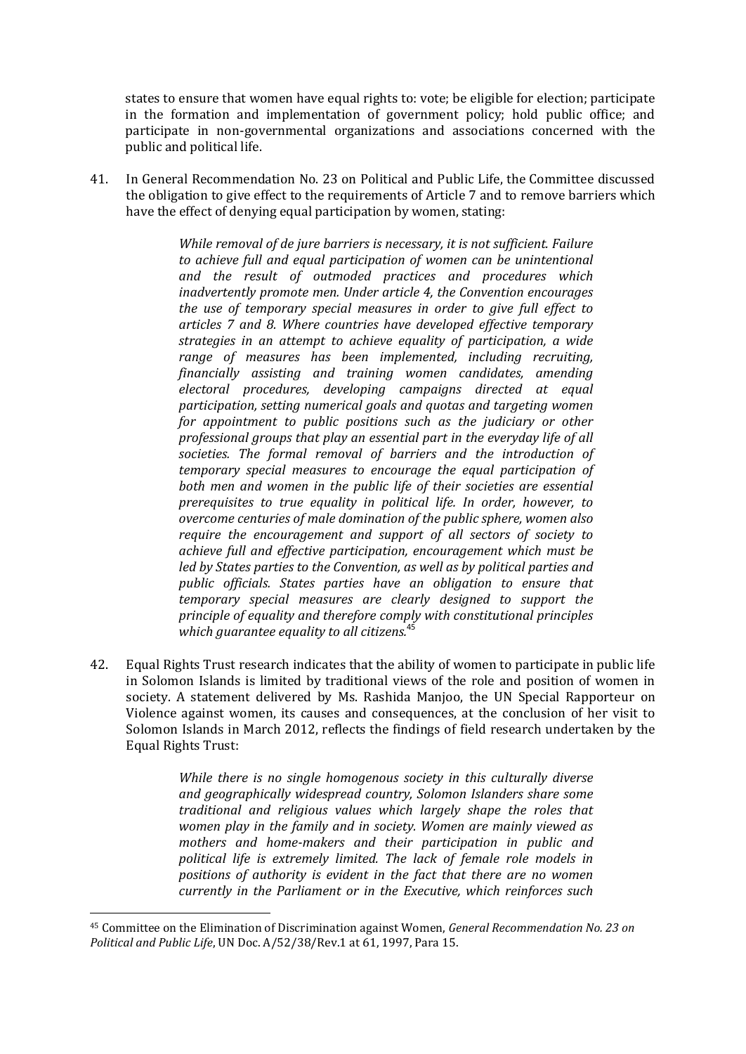states to ensure that women have equal rights to: vote; be eligible for election; participate in the formation and implementation of government policy; hold public office; and participate in non-governmental organizations and associations concerned with the public and political life.

41. In General Recommendation No. 23 on Political and Public Life, the Committee discussed the obligation to give effect to the requirements of Article 7 and to remove barriers which have the effect of denying equal participation by women, stating:

> *While removal of de jure barriers is necessary, it is not sufficient. Failure to achieve full and equal participation of women can be unintentional and the result of outmoded practices and procedures which inadvertently promote men. Under article 4, the Convention encourages the use of temporary special measures in order to give full effect to articles 7 and 8. Where countries have developed effective temporary strategies in an attempt to achieve equality of participation, a wide range of measures has been implemented, including recruiting, financially assisting and training women candidates, amending electoral procedures, developing campaigns directed at equal participation, setting numerical goals and quotas and targeting women for appointment to public positions such as the judiciary or other professional groups that play an essential part in the everyday life of all societies. The formal removal of barriers and the introduction of temporary special measures to encourage the equal participation of both men and women in the public life of their societies are essential prerequisites to true equality in political life. In order, however, to overcome centuries of male domination of the public sphere, women also require the encouragement and support of all sectors of society to achieve full and effective participation, encouragement which must be led by States parties to the Convention, as well as by political parties and public officials. States parties have an obligation to ensure that temporary special measures are clearly designed to support the principle of equality and therefore comply with constitutional principles which guarantee equality to all citizens.*[45]

42. Equal Rights Trust research indicates that the ability of women to participate in public life in Solomon Islands is limited by traditional views of the role and position of women in society. A statement delivered by Ms. Rashida Manjoo, the UN Special Rapporteur on Violence against women, its causes and consequences, at the conclusion of her visit to Solomon Islands in March 2012, reflects the findings of field research undertaken by the Equal Rights Trust:

> *While there is no single homogenous society in this culturally diverse and geographically widespread country, Solomon Islanders share some traditional and religious values which largely shape the roles that women play in the family and in society. Women are mainly viewed as mothers and home-makers and their participation in public and political life is extremely limited. The lack of female role models in positions of authority is evident in the fact that there are no women currently in the Parliament or in the Executive, which reinforces such*

---

[45] Committee on the Elimination of Discrimination against Women, *General Recommendation No. 23 on Political and Public Life*, UN Doc. A/52/38/Rev.1 at 61, 1997, Para 15.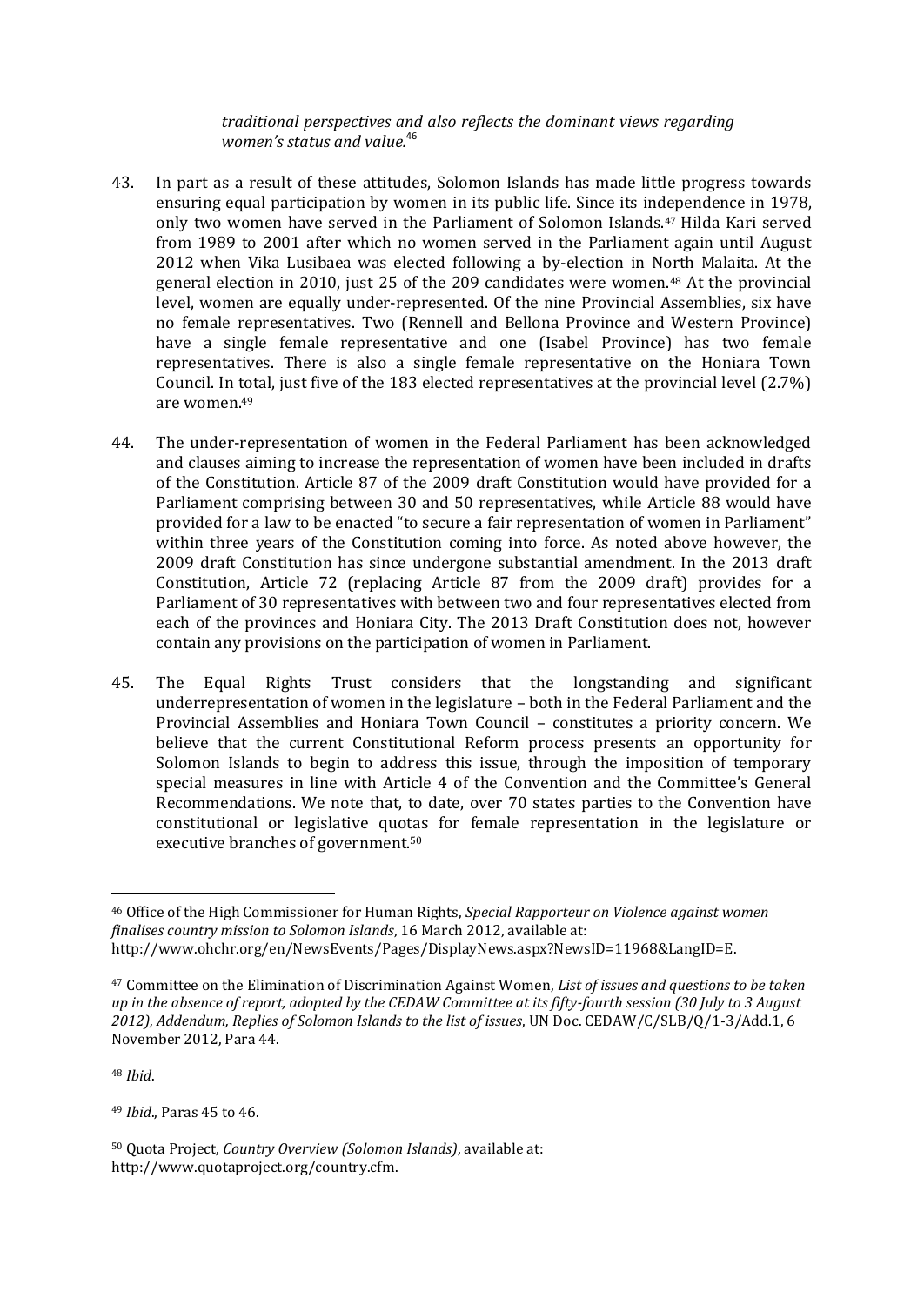*traditional perspectives and also reflects the dominant views regarding women's status and value.*[46]

43. In part as a result of these attitudes, Solomon Islands has made little progress towards ensuring equal participation by women in its public life. Since its independence in 1978, only two women have served in the Parliament of Solomon Islands.[47] Hilda Kari served from 1989 to 2001 after which no women served in the Parliament again until August 2012 when Vika Lusibaea was elected following a by-election in North Malaita. At the general election in 2010, just 25 of the 209 candidates were women.[48] At the provincial level, women are equally under-represented. Of the nine Provincial Assemblies, six have no female representatives. Two (Rennell and Bellona Province and Western Province) have a single female representative and one (Isabel Province) has two female representatives. There is also a single female representative on the Honiara Town Council. In total, just five of the 183 elected representatives at the provincial level (2.7%) are women.[49]

44. The under-representation of women in the Federal Parliament has been acknowledged and clauses aiming to increase the representation of women have been included in drafts of the Constitution. Article 87 of the 2009 draft Constitution would have provided for a Parliament comprising between 30 and 50 representatives, while Article 88 would have provided for a law to be enacted "to secure a fair representation of women in Parliament" within three years of the Constitution coming into force. As noted above however, the 2009 draft Constitution has since undergone substantial amendment. In the 2013 draft Constitution, Article 72 (replacing Article 87 from the 2009 draft) provides for a Parliament of 30 representatives with between two and four representatives elected from each of the provinces and Honiara City. The 2013 Draft Constitution does not, however contain any provisions on the participation of women in Parliament.

45. The Equal Rights Trust considers that the longstanding and significant underrepresentation of women in the legislature – both in the Federal Parliament and the Provincial Assemblies and Honiara Town Council – constitutes a priority concern. We believe that the current Constitutional Reform process presents an opportunity for Solomon Islands to begin to address this issue, through the imposition of temporary special measures in line with Article 4 of the Convention and the Committee's General Recommendations. We note that, to date, over 70 states parties to the Convention have constitutional or legislative quotas for female representation in the legislature or executive branches of government.[50]

---

[46] Office of the High Commissioner for Human Rights, *Special Rapporteur on Violence against women finalises country mission to Solomon Islands*, 16 March 2012, available at: http://www.ohchr.org/en/NewsEvents/Pages/DisplayNews.aspx?NewsID=11968&LangID=E.

[47] Committee on the Elimination of Discrimination Against Women, *List of issues and questions to be taken up in the absence of report, adopted by the CEDAW Committee at its fifty-fourth session (30 July to 3 August 2012), Addendum, Replies of Solomon Islands to the list of issues*, UN Doc. CEDAW/C/SLB/Q/1-3/Add.1, 6 November 2012, Para 44.

[48] *Ibid*.

[49] *Ibid*., Paras 45 to 46.

[50] Quota Project, *Country Overview (Solomon Islands)*, available at: http://www.quotaproject.org/country.cfm.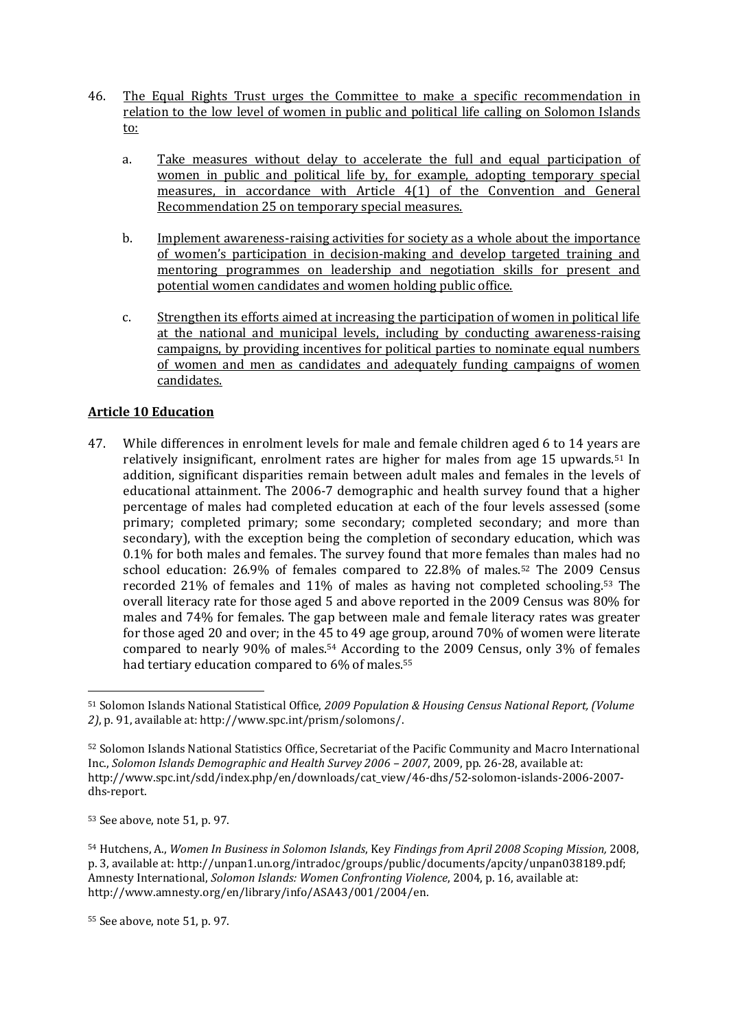46. <u>The Equal Rights Trust urges the Committee to make a specific recommendation in relation to the low level of women in public and political life calling on Solomon Islands to:</u>

    a. <u>Take measures without delay to accelerate the full and equal participation of women in public and political life by, for example, adopting temporary special measures, in accordance with Article 4(1) of the Convention and General Recommendation 25 on temporary special measures.</u>

    b. <u>Implement awareness-raising activities for society as a whole about the importance of women's participation in decision-making and develop targeted training and mentoring programmes on leadership and negotiation skills for present and potential women candidates and women holding public office.</u>

    c. <u>Strengthen its efforts aimed at increasing the participation of women in political life at the national and municipal levels, including by conducting awareness-raising campaigns, by providing incentives for political parties to nominate equal numbers of women and men as candidates and adequately funding campaigns of women candidates.</u>

## Article 10 Education

47. While differences in enrolment levels for male and female children aged 6 to 14 years are relatively insignificant, enrolment rates are higher for males from age 15 upwards.[51] In addition, significant disparities remain between adult males and females in the levels of educational attainment. The 2006-7 demographic and health survey found that a higher percentage of males had completed education at each of the four levels assessed (some primary; completed primary; some secondary; completed secondary; and more than secondary), with the exception being the completion of secondary education, which was 0.1% for both males and females. The survey found that more females than males had no school education: 26.9% of females compared to 22.8% of males.[52] The 2009 Census recorded 21% of females and 11% of males as having not completed schooling.[53] The overall literacy rate for those aged 5 and above reported in the 2009 Census was 80% for males and 74% for females. The gap between male and female literacy rates was greater for those aged 20 and over; in the 45 to 49 age group, around 70% of women were literate compared to nearly 90% of males.[54] According to the 2009 Census, only 3% of females had tertiary education compared to 6% of males.[55]

---

[51] Solomon Islands National Statistical Office, *2009 Population & Housing Census National Report, (Volume 2)*, p. 91, available at: http://www.spc.int/prism/solomons/.

[52] Solomon Islands National Statistics Office, Secretariat of the Pacific Community and Macro International Inc., *Solomon Islands Demographic and Health Survey 2006 – 2007*, 2009, pp. 26-28, available at: http://www.spc.int/sdd/index.php/en/downloads/cat_view/46-dhs/52-solomon-islands-2006-2007-dhs-report.

[53] See above, note 51, p. 97.

[54] Hutchens, A., *Women In Business in Solomon Islands*, Key *Findings from April 2008 Scoping Mission,* 2008, p. 3, available at: http://unpan1.un.org/intradoc/groups/public/documents/apcity/unpan038189.pdf; Amnesty International, *Solomon Islands: Women Confronting Violence*, 2004, p. 16, available at: http://www.amnesty.org/en/library/info/ASA43/001/2004/en.

[55] See above, note 51, p. 97.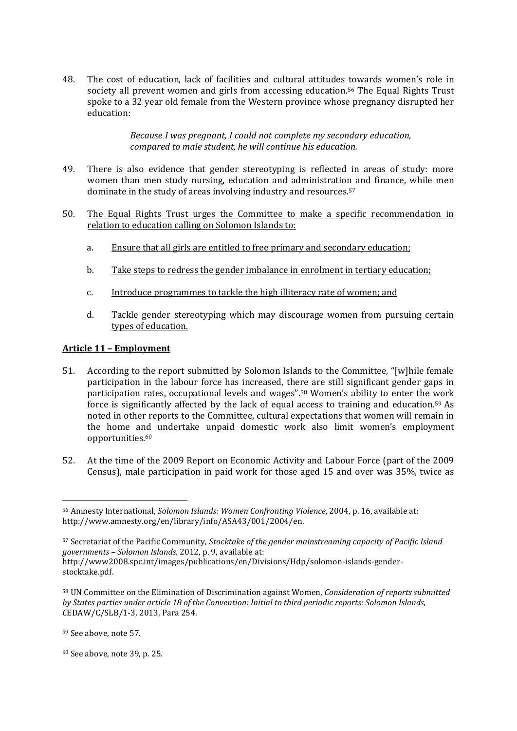48. The cost of education, lack of facilities and cultural attitudes towards women's role in society all prevent women and girls from accessing education.[56] The Equal Rights Trust spoke to a 32 year old female from the Western province whose pregnancy disrupted her education:

> *Because I was pregnant, I could not complete my secondary education, compared to male student, he will continue his education.*

49. There is also evidence that gender stereotyping is reflected in areas of study: more women than men study nursing, education and administration and finance, while men dominate in the study of areas involving industry and resources.[57]

50. <u>The Equal Rights Trust urges the Committee to make a specific recommendation in relation to education calling on Solomon Islands to:</u>

    a. <u>Ensure that all girls are entitled to free primary and secondary education;</u>

    b. <u>Take steps to redress the gender imbalance in enrolment in tertiary education;</u>

    c. <u>Introduce programmes to tackle the high illiteracy rate of women; and</u>

    d. <u>Tackle gender stereotyping which may discourage women from pursuing certain types of education.</u>

**<u>Article 11 – Employment</u>**

51. According to the report submitted by Solomon Islands to the Committee, "[w]hile female participation in the labour force has increased, there are still significant gender gaps in participation rates, occupational levels and wages".[58] Women's ability to enter the work force is significantly affected by the lack of equal access to training and education.[59] As noted in other reports to the Committee, cultural expectations that women will remain in the home and undertake unpaid domestic work also limit women's employment opportunities.[60]

52. At the time of the 2009 Report on Economic Activity and Labour Force (part of the 2009 Census), male participation in paid work for those aged 15 and over was 35%, twice as

---

[56] Amnesty International, *Solomon Islands: Women Confronting Violence*, 2004, p. 16, available at: http://www.amnesty.org/en/library/info/ASA43/001/2004/en.

[57] Secretariat of the Pacific Community, *Stocktake of the gender mainstreaming capacity of Pacific Island governments – Solomon Islands,* 2012, p. 9, available at: http://www2008.spc.int/images/publications/en/Divisions/Hdp/solomon-islands-gender-stocktake.pdf.

[58] UN Committee on the Elimination of Discrimination against Women, *Consideration of reports submitted by States parties under article 18 of the Convention: Initial to third periodic reports: Solomon Islands, C*EDAW/C/SLB/1-3, 2013, Para 254.

[59] See above, note 57.

[60] See above, note 39, p. 25.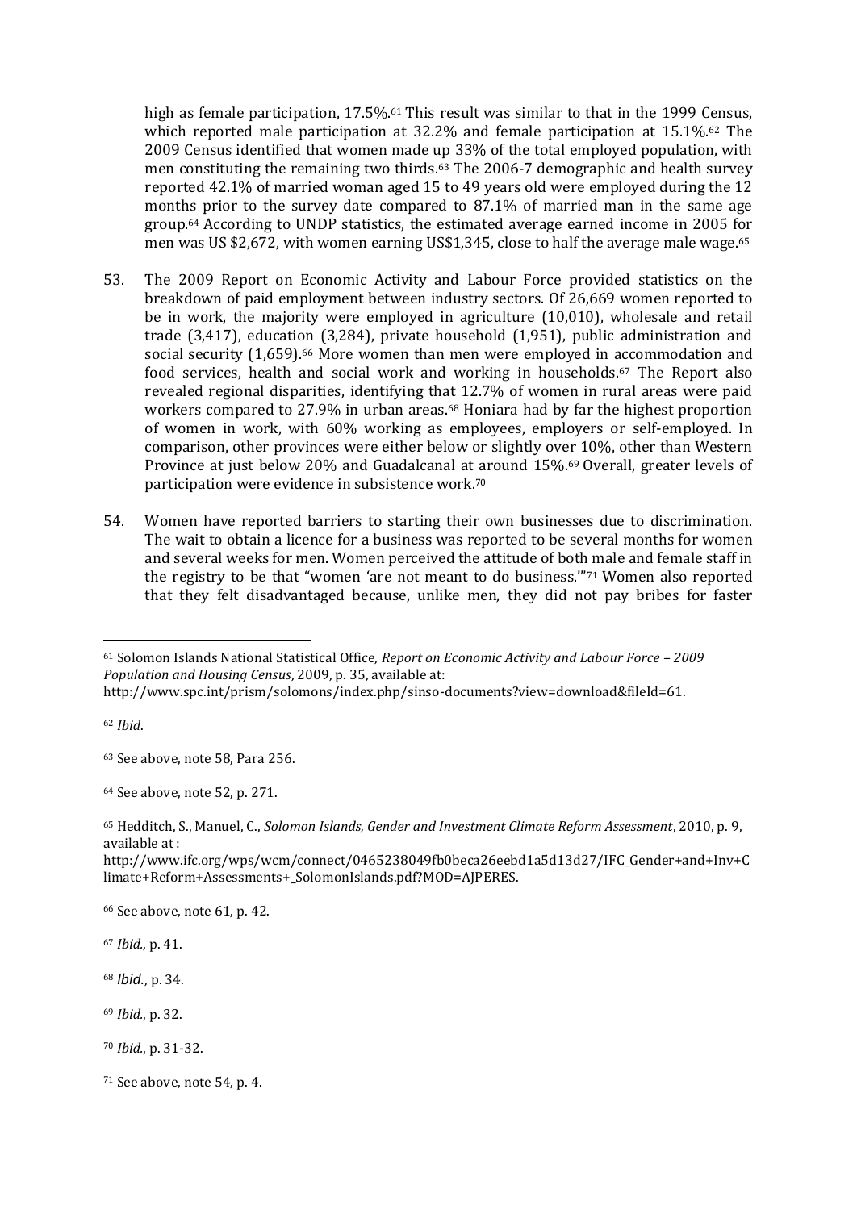high as female participation, 17.5%.[61] This result was similar to that in the 1999 Census, which reported male participation at 32.2% and female participation at 15.1%.[62] The 2009 Census identified that women made up 33% of the total employed population, with men constituting the remaining two thirds.[63] The 2006-7 demographic and health survey reported 42.1% of married woman aged 15 to 49 years old were employed during the 12 months prior to the survey date compared to 87.1% of married man in the same age group.[64] According to UNDP statistics, the estimated average earned income in 2005 for men was US $2,672, with women earning US$1,345, close to half the average male wage.[65]

53. The 2009 Report on Economic Activity and Labour Force provided statistics on the breakdown of paid employment between industry sectors. Of 26,669 women reported to be in work, the majority were employed in agriculture (10,010), wholesale and retail trade (3,417), education (3,284), private household (1,951), public administration and social security (1,659).[66] More women than men were employed in accommodation and food services, health and social work and working in households.[67] The Report also revealed regional disparities, identifying that 12.7% of women in rural areas were paid workers compared to 27.9% in urban areas.[68] Honiara had by far the highest proportion of women in work, with 60% working as employees, employers or self-employed. In comparison, other provinces were either below or slightly over 10%, other than Western Province at just below 20% and Guadalcanal at around 15%.[69] Overall, greater levels of participation were evidence in subsistence work.[70]

54. Women have reported barriers to starting their own businesses due to discrimination. The wait to obtain a licence for a business was reported to be several months for women and several weeks for men. Women perceived the attitude of both male and female staff in the registry to be that "women 'are not meant to do business.'"[71] Women also reported that they felt disadvantaged because, unlike men, they did not pay bribes for faster

---

[61] Solomon Islands National Statistical Office, *Report on Economic Activity and Labour Force – 2009 Population and Housing Census*, 2009, p. 35, available at: http://www.spc.int/prism/solomons/index.php/sinso-documents?view=download&fileId=61.

[62] *Ibid*.

[63] See above, note 58, Para 256.

[64] See above, note 52, p. 271.

[65] Hedditch, S., Manuel, C., *Solomon Islands, Gender and Investment Climate Reform Assessment*, 2010, p. 9, available at: http://www.ifc.org/wps/wcm/connect/0465238049fb0beca26eebd1a5d13d27/IFC_Gender+and+Inv+Climate+Reform+Assessments+_SolomonIslands.pdf?MOD=AJPERES.

[66] See above, note 61, p. 42.

[67] *Ibid*., p. 41.

[68] *Ibid*., p. 34.

[69] *Ibid*., p. 32.

[70] *Ibid*., p. 31-32.

[71] See above, note 54, p. 4.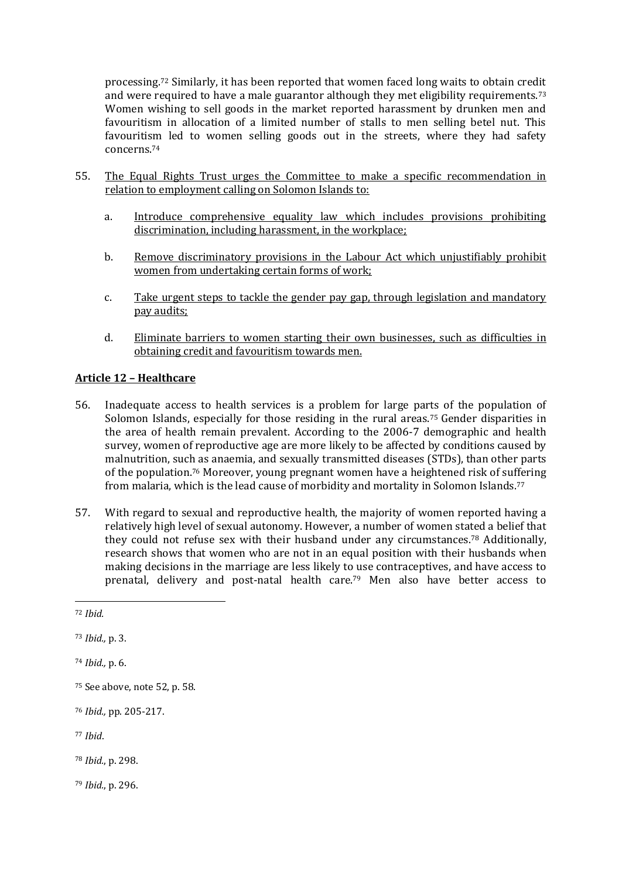processing.[72] Similarly, it has been reported that women faced long waits to obtain credit and were required to have a male guarantor although they met eligibility requirements.[73] Women wishing to sell goods in the market reported harassment by drunken men and favouritism in allocation of a limited number of stalls to men selling betel nut. This favouritism led to women selling goods out in the streets, where they had safety concerns.[74]

55. The Equal Rights Trust urges the Committee to make a specific recommendation in relation to employment calling on Solomon Islands to:

    a. Introduce comprehensive equality law which includes provisions prohibiting discrimination, including harassment, in the workplace;

    b. Remove discriminatory provisions in the Labour Act which unjustifiably prohibit women from undertaking certain forms of work;

    c. Take urgent steps to tackle the gender pay gap, through legislation and mandatory pay audits;

    d. Eliminate barriers to women starting their own businesses, such as difficulties in obtaining credit and favouritism towards men.

## Article 12 – Healthcare

56. Inadequate access to health services is a problem for large parts of the population of Solomon Islands, especially for those residing in the rural areas.[75] Gender disparities in the area of health remain prevalent. According to the 2006-7 demographic and health survey, women of reproductive age are more likely to be affected by conditions caused by malnutrition, such as anaemia, and sexually transmitted diseases (STDs), than other parts of the population.[76] Moreover, young pregnant women have a heightened risk of suffering from malaria, which is the lead cause of morbidity and mortality in Solomon Islands.[77]

57. With regard to sexual and reproductive health, the majority of women reported having a relatively high level of sexual autonomy. However, a number of women stated a belief that they could not refuse sex with their husband under any circumstances.[78] Additionally, research shows that women who are not in an equal position with their husbands when making decisions in the marriage are less likely to use contraceptives, and have access to prenatal, delivery and post-natal health care.[79] Men also have better access to

---

[72] *Ibid.*

[73] *Ibid.,* p. 3.

[74] *Ibid.,* p. 6.

[75] See above, note 52, p. 58.

[76] *Ibid.,* pp. 205-217.

[77] *Ibid*.

[78] *Ibid.*, p. 298.

[79] *Ibid.*, p. 296.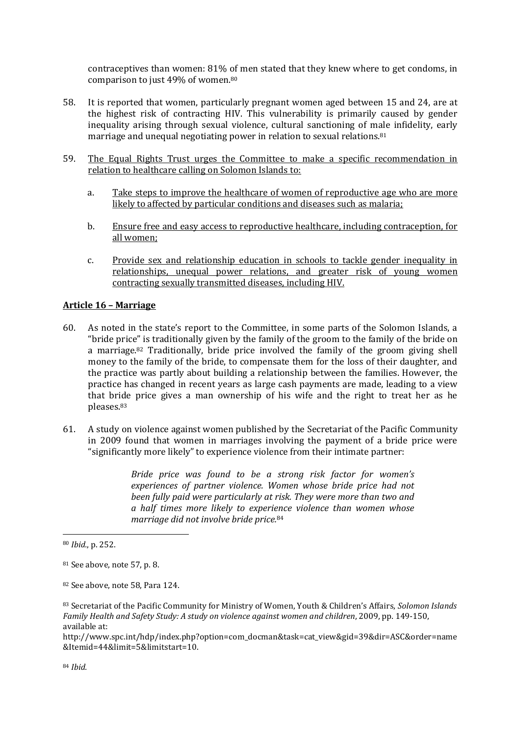contraceptives than women: 81% of men stated that they knew where to get condoms, in comparison to just 49% of women.[80]

58. It is reported that women, particularly pregnant women aged between 15 and 24, are at the highest risk of contracting HIV. This vulnerability is primarily caused by gender inequality arising through sexual violence, cultural sanctioning of male infidelity, early marriage and unequal negotiating power in relation to sexual relations.[81]

59. The Equal Rights Trust urges the Committee to make a specific recommendation in relation to healthcare calling on Solomon Islands to:

    a. Take steps to improve the healthcare of women of reproductive age who are more likely to affected by particular conditions and diseases such as malaria;

    b. Ensure free and easy access to reproductive healthcare, including contraception, for all women;

    c. Provide sex and relationship education in schools to tackle gender inequality in relationships, unequal power relations, and greater risk of young women contracting sexually transmitted diseases, including HIV.

**Article 16 – Marriage**

60. As noted in the state's report to the Committee, in some parts of the Solomon Islands, a "bride price" is traditionally given by the family of the groom to the family of the bride on a marriage.[82] Traditionally, bride price involved the family of the groom giving shell money to the family of the bride, to compensate them for the loss of their daughter, and the practice was partly about building a relationship between the families. However, the practice has changed in recent years as large cash payments are made, leading to a view that bride price gives a man ownership of his wife and the right to treat her as he pleases.[83]

61. A study on violence against women published by the Secretariat of the Pacific Community in 2009 found that women in marriages involving the payment of a bride price were "significantly more likely" to experience violence from their intimate partner:

> *Bride price was found to be a strong risk factor for women's experiences of partner violence. Women whose bride price had not been fully paid were particularly at risk. They were more than two and a half times more likely to experience violence than women whose marriage did not involve bride price.*[84]

---

[80] *Ibid.*, p. 252.

[81] See above, note 57, p. 8.

[82] See above, note 58, Para 124.

[83] Secretariat of the Pacific Community for Ministry of Women, Youth & Children's Affairs, *Solomon Islands Family Health and Safety Study: A study on violence against women and children*, 2009, pp. 149-150, available at: http://www.spc.int/hdp/index.php?option=com_docman&task=cat_view&gid=39&dir=ASC&order=name&Itemid=44&limit=5&limitstart=10.

[84] *Ibid.*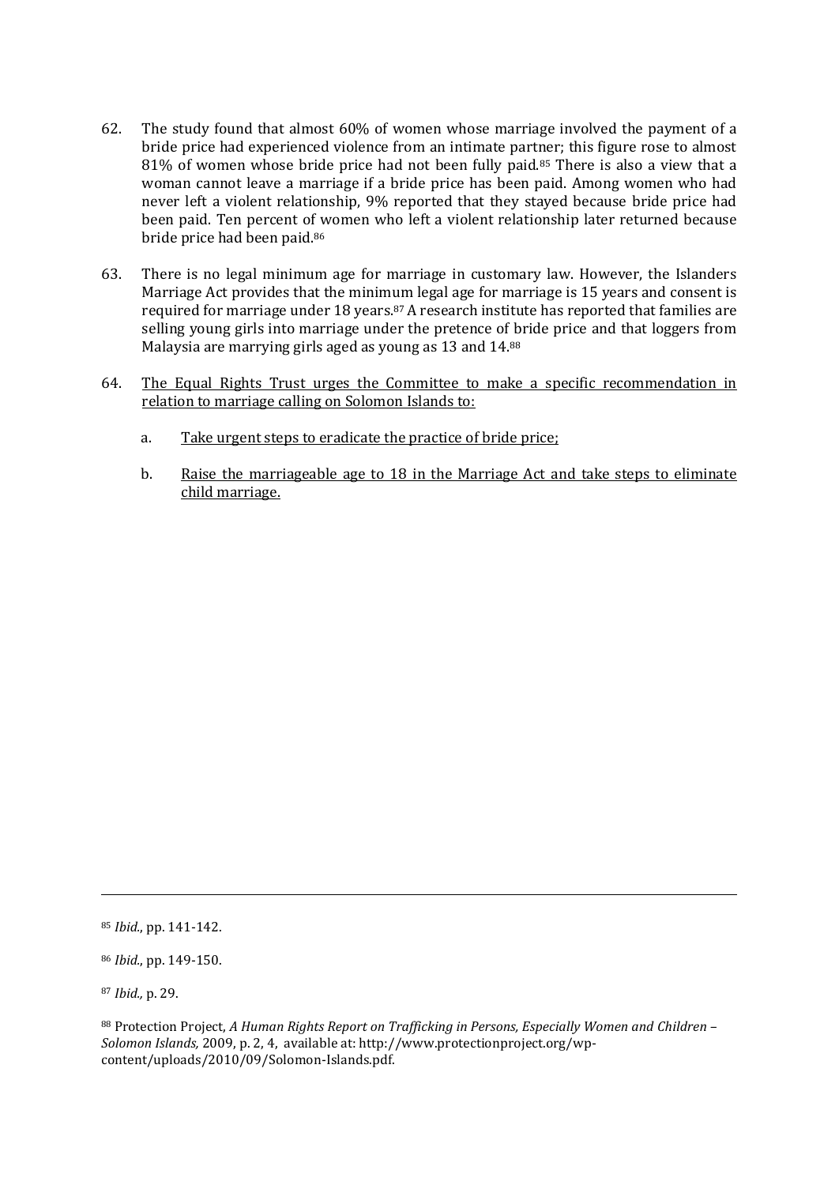62. The study found that almost 60% of women whose marriage involved the payment of a bride price had experienced violence from an intimate partner; this figure rose to almost 81% of women whose bride price had not been fully paid.[85] There is also a view that a woman cannot leave a marriage if a bride price has been paid. Among women who had never left a violent relationship, 9% reported that they stayed because bride price had been paid. Ten percent of women who left a violent relationship later returned because bride price had been paid.[86]

63. There is no legal minimum age for marriage in customary law. However, the Islanders Marriage Act provides that the minimum legal age for marriage is 15 years and consent is required for marriage under 18 years.[87] A research institute has reported that families are selling young girls into marriage under the pretence of bride price and that loggers from Malaysia are marrying girls aged as young as 13 and 14.[88]

64. The Equal Rights Trust urges the Committee to make a specific recommendation in relation to marriage calling on Solomon Islands to:

    a. Take urgent steps to eradicate the practice of bride price;

    b. Raise the marriageable age to 18 in the Marriage Act and take steps to eliminate child marriage.

---

[85] *Ibid.*, pp. 141-142.

[86] *Ibid.*, pp. 149-150.

[87] *Ibid.,* p. 29.

[88] Protection Project, *A Human Rights Report on Trafficking in Persons, Especially Women and Children – Solomon Islands,* 2009, p. 2, 4, available at: http://www.protectionproject.org/wp-content/uploads/2010/09/Solomon-Islands.pdf.